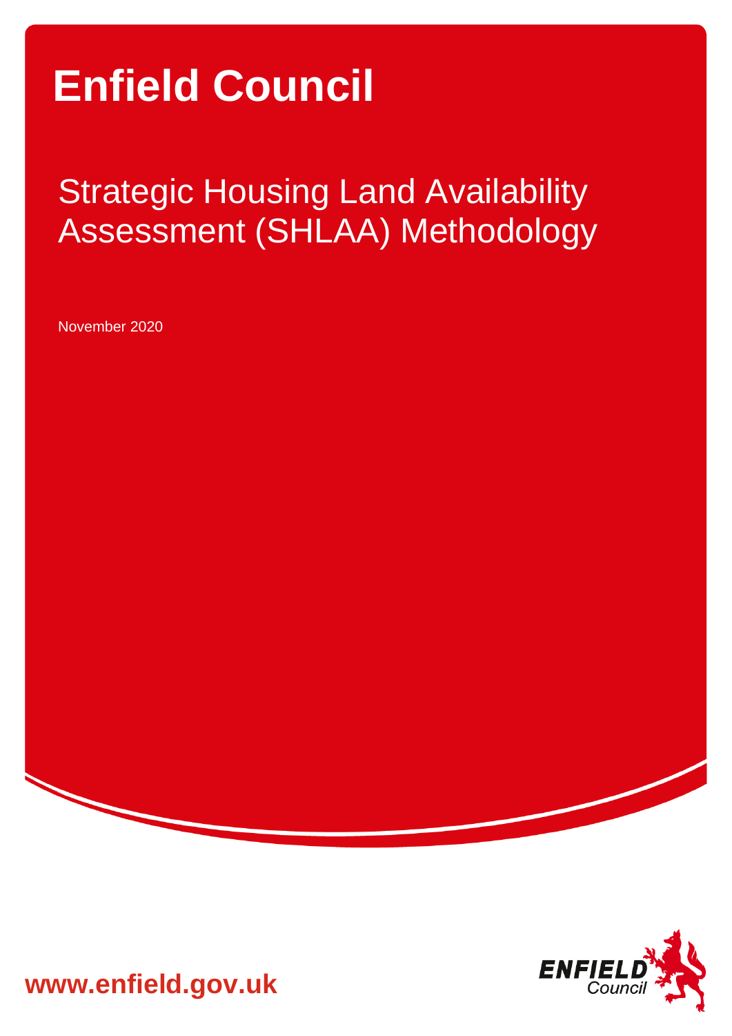# Enfield Council

## Strategic Housing Land Availability Assessment (SHLAA) Methodology

November 2020

www.enfield.gov.uk

ENFIELD Council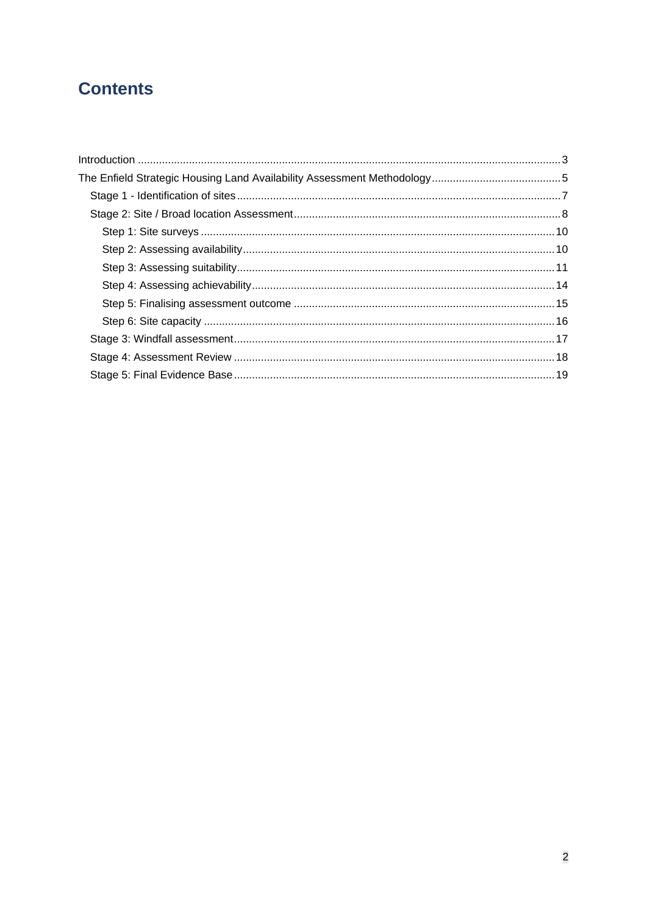# Contents

- Introduction ... 3
- The Enfield Strategic Housing Land Availability Assessment Methodology ... 5
  - Stage 1 - Identification of sites ... 7
  - Stage 2: Site / Broad location Assessment ... 8
    - Step 1: Site surveys ... 10
    - Step 2: Assessing availability ... 10
    - Step 3: Assessing suitability ... 11
    - Step 4: Assessing achievability ... 14
    - Step 5: Finalising assessment outcome ... 15
    - Step 6: Site capacity ... 16
  - Stage 3: Windfall assessment ... 17
  - Stage 4: Assessment Review ... 18
  - Stage 5: Final Evidence Base ... 19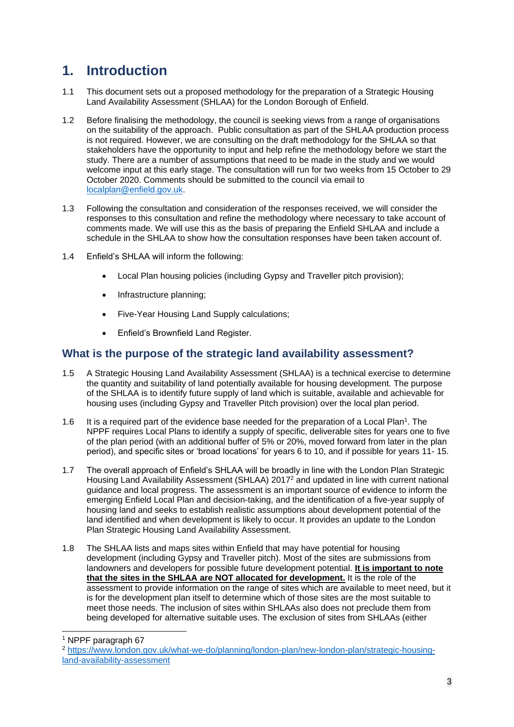# 1. Introduction

1.1 This document sets out a proposed methodology for the preparation of a Strategic Housing Land Availability Assessment (SHLAA) for the London Borough of Enfield.

1.2 Before finalising the methodology, the council is seeking views from a range of organisations on the suitability of the approach. Public consultation as part of the SHLAA production process is not required. However, we are consulting on the draft methodology for the SHLAA so that stakeholders have the opportunity to input and help refine the methodology before we start the study. There are a number of assumptions that need to be made in the study and we would welcome input at this early stage. The consultation will run for two weeks from 15 October to 29 October 2020. Comments should be submitted to the council via email to localplan@enfield.gov.uk.

1.3 Following the consultation and consideration of the responses received, we will consider the responses to this consultation and refine the methodology where necessary to take account of comments made. We will use this as the basis of preparing the Enfield SHLAA and include a schedule in the SHLAA to show how the consultation responses have been taken account of.

1.4 Enfield's SHLAA will inform the following:

- Local Plan housing policies (including Gypsy and Traveller pitch provision);
- Infrastructure planning;
- Five-Year Housing Land Supply calculations;
- Enfield's Brownfield Land Register.

## What is the purpose of the strategic land availability assessment?

1.5 A Strategic Housing Land Availability Assessment (SHLAA) is a technical exercise to determine the quantity and suitability of land potentially available for housing development. The purpose of the SHLAA is to identify future supply of land which is suitable, available and achievable for housing uses (including Gypsy and Traveller Pitch provision) over the local plan period.

1.6 It is a required part of the evidence base needed for the preparation of a Local Plan[1]. The NPPF requires Local Plans to identify a supply of specific, deliverable sites for years one to five of the plan period (with an additional buffer of 5% or 20%, moved forward from later in the plan period), and specific sites or 'broad locations' for years 6 to 10, and if possible for years 11- 15.

1.7 The overall approach of Enfield's SHLAA will be broadly in line with the London Plan Strategic Housing Land Availability Assessment (SHLAA) 2017[2] and updated in line with current national guidance and local progress. The assessment is an important source of evidence to inform the emerging Enfield Local Plan and decision-taking, and the identification of a five-year supply of housing land and seeks to establish realistic assumptions about development potential of the land identified and when development is likely to occur. It provides an update to the London Plan Strategic Housing Land Availability Assessment.

1.8 The SHLAA lists and maps sites within Enfield that may have potential for housing development (including Gypsy and Traveller pitch). Most of the sites are submissions from landowners and developers for possible future development potential. **It is important to note that the sites in the SHLAA are NOT allocated for development.** It is the role of the assessment to provide information on the range of sites which are available to meet need, but it is for the development plan itself to determine which of those sites are the most suitable to meet those needs. The inclusion of sites within SHLAAs also does not preclude them from being developed for alternative suitable uses. The exclusion of sites from SHLAAs (either

[1] NPPF paragraph 67

[2] https://www.london.gov.uk/what-we-do/planning/london-plan/new-london-plan/strategic-housing-land-availability-assessment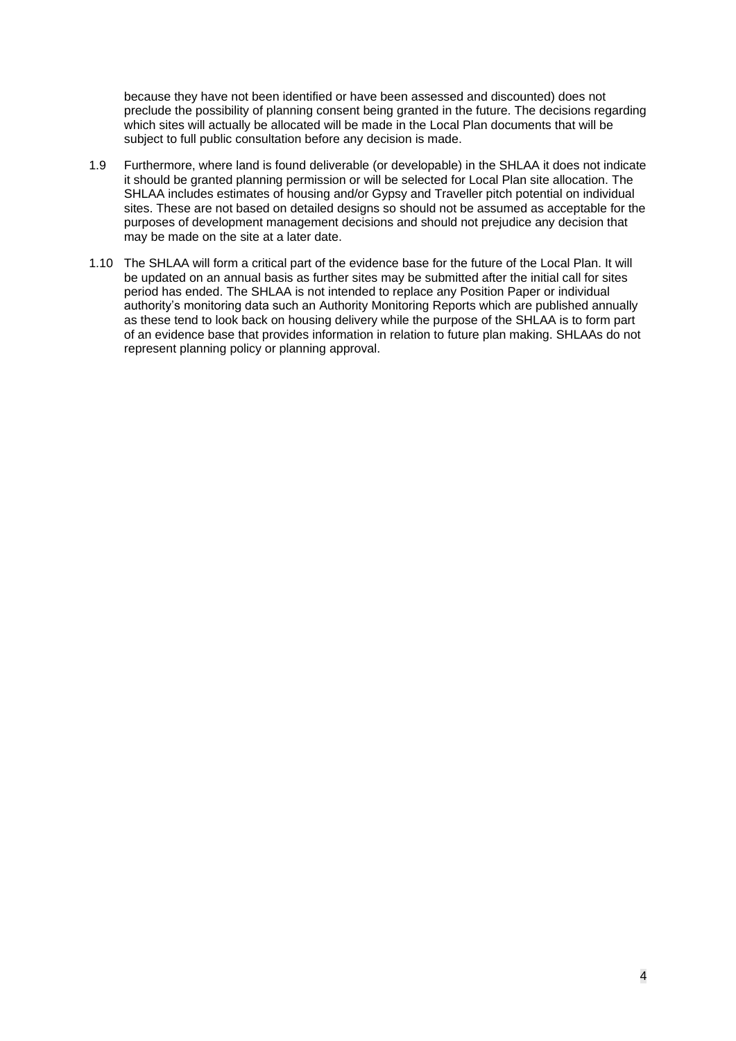because they have not been identified or have been assessed and discounted) does not preclude the possibility of planning consent being granted in the future. The decisions regarding which sites will actually be allocated will be made in the Local Plan documents that will be subject to full public consultation before any decision is made.

1.9 Furthermore, where land is found deliverable (or developable) in the SHLAA it does not indicate it should be granted planning permission or will be selected for Local Plan site allocation. The SHLAA includes estimates of housing and/or Gypsy and Traveller pitch potential on individual sites. These are not based on detailed designs so should not be assumed as acceptable for the purposes of development management decisions and should not prejudice any decision that may be made on the site at a later date.

1.10 The SHLAA will form a critical part of the evidence base for the future of the Local Plan. It will be updated on an annual basis as further sites may be submitted after the initial call for sites period has ended. The SHLAA is not intended to replace any Position Paper or individual authority's monitoring data such an Authority Monitoring Reports which are published annually as these tend to look back on housing delivery while the purpose of the SHLAA is to form part of an evidence base that provides information in relation to future plan making. SHLAAs do not represent planning policy or planning approval.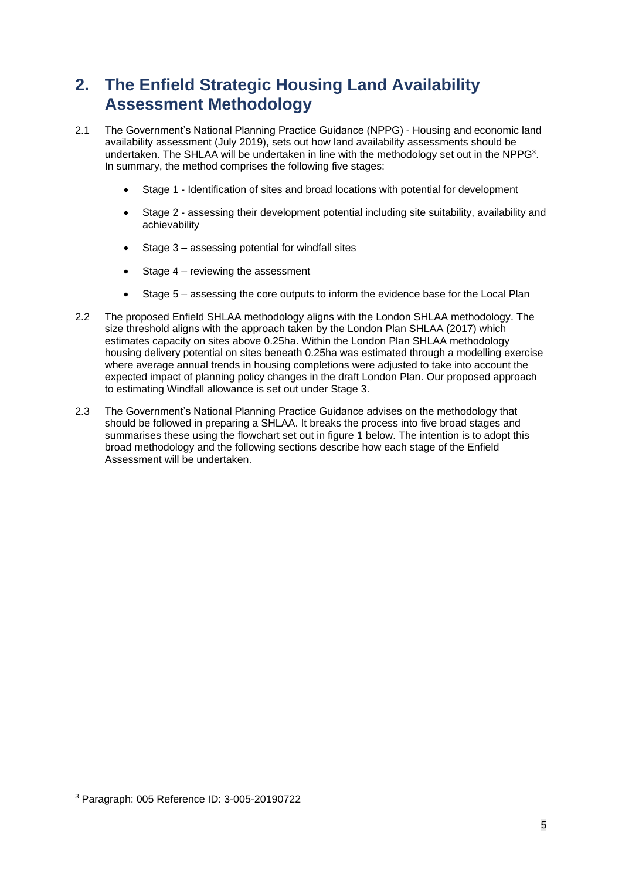## 2. The Enfield Strategic Housing Land Availability Assessment Methodology

2.1 The Government's National Planning Practice Guidance (NPPG) - Housing and economic land availability assessment (July 2019), sets out how land availability assessments should be undertaken. The SHLAA will be undertaken in line with the methodology set out in the NPPG[3]. In summary, the method comprises the following five stages:

- Stage 1 - Identification of sites and broad locations with potential for development
- Stage 2 - assessing their development potential including site suitability, availability and achievability
- Stage 3 – assessing potential for windfall sites
- Stage 4 – reviewing the assessment
- Stage 5 – assessing the core outputs to inform the evidence base for the Local Plan

2.2 The proposed Enfield SHLAA methodology aligns with the London SHLAA methodology. The size threshold aligns with the approach taken by the London Plan SHLAA (2017) which estimates capacity on sites above 0.25ha. Within the London Plan SHLAA methodology housing delivery potential on sites beneath 0.25ha was estimated through a modelling exercise where average annual trends in housing completions were adjusted to take into account the expected impact of planning policy changes in the draft London Plan. Our proposed approach to estimating Windfall allowance is set out under Stage 3.

2.3 The Government's National Planning Practice Guidance advises on the methodology that should be followed in preparing a SHLAA. It breaks the process into five broad stages and summarises these using the flowchart set out in figure 1 below. The intention is to adopt this broad methodology and the following sections describe how each stage of the Enfield Assessment will be undertaken.

---

[3] Paragraph: 005 Reference ID: 3-005-20190722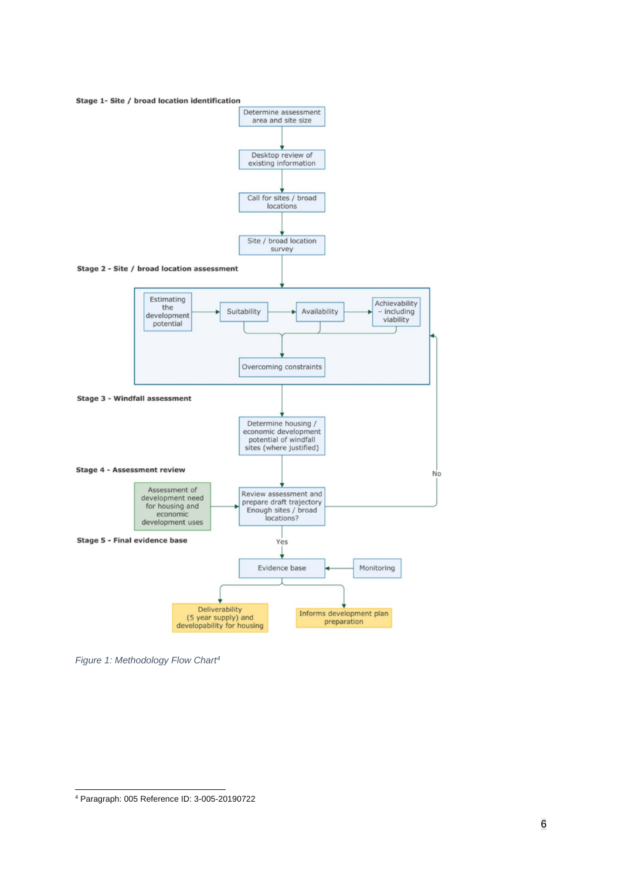Stage 1- Site / broad location identification

Determine assessment area and site size

Desktop review of existing information

Call for sites / broad locations

Site / broad location survey

Stage 2 - Site / broad location assessment

Estimating the development potential

Suitability

Availability

Achievability – including viability

Overcoming constraints

Stage 3 - Windfall assessment

Determine housing / economic development potential of windfall sites (where justified)

Stage 4 - Assessment review

Assessment of development need for housing and economic development uses

Review assessment and prepare draft trajectory Enough sites / broad locations?

No

Yes

Stage 5 - Final evidence base

Evidence base

Monitoring

Deliverability (5 year supply) and developability for housing

Informs development plan preparation

*Figure 1: Methodology Flow Chart*[4]

[4] Paragraph: 005 Reference ID: 3-005-20190722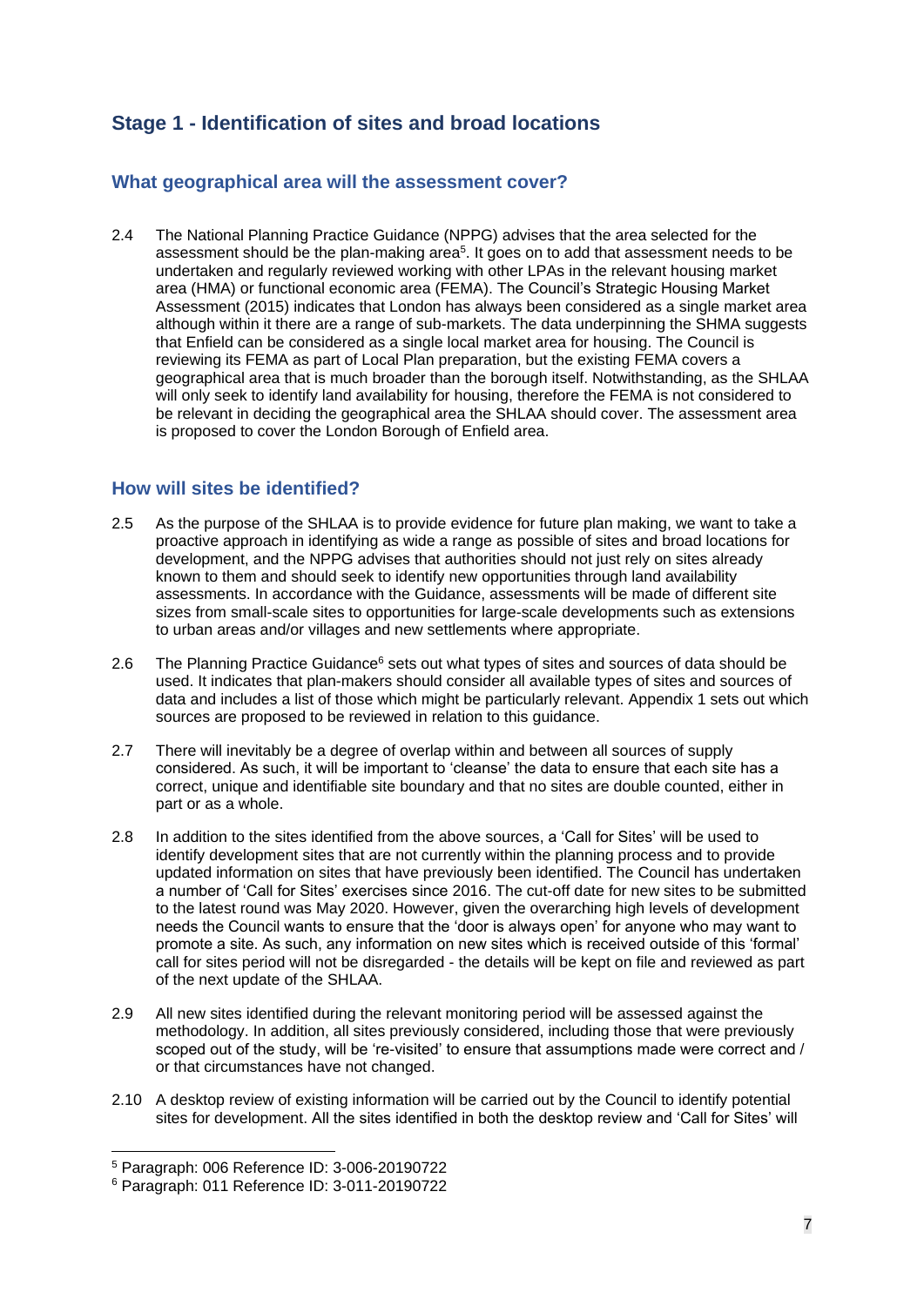## Stage 1 - Identification of sites and broad locations

### What geographical area will the assessment cover?

2.4 The National Planning Practice Guidance (NPPG) advises that the area selected for the assessment should be the plan-making area[5]. It goes on to add that assessment needs to be undertaken and regularly reviewed working with other LPAs in the relevant housing market area (HMA) or functional economic area (FEMA). The Council's Strategic Housing Market Assessment (2015) indicates that London has always been considered as a single market area although within it there are a range of sub-markets. The data underpinning the SHMA suggests that Enfield can be considered as a single local market area for housing. The Council is reviewing its FEMA as part of Local Plan preparation, but the existing FEMA covers a geographical area that is much broader than the borough itself. Notwithstanding, as the SHLAA will only seek to identify land availability for housing, therefore the FEMA is not considered to be relevant in deciding the geographical area the SHLAA should cover. The assessment area is proposed to cover the London Borough of Enfield area.

### How will sites be identified?

2.5 As the purpose of the SHLAA is to provide evidence for future plan making, we want to take a proactive approach in identifying as wide a range as possible of sites and broad locations for development, and the NPPG advises that authorities should not just rely on sites already known to them and should seek to identify new opportunities through land availability assessments. In accordance with the Guidance, assessments will be made of different site sizes from small-scale sites to opportunities for large-scale developments such as extensions to urban areas and/or villages and new settlements where appropriate.

2.6 The Planning Practice Guidance[6] sets out what types of sites and sources of data should be used. It indicates that plan-makers should consider all available types of sites and sources of data and includes a list of those which might be particularly relevant. Appendix 1 sets out which sources are proposed to be reviewed in relation to this guidance.

2.7 There will inevitably be a degree of overlap within and between all sources of supply considered. As such, it will be important to 'cleanse' the data to ensure that each site has a correct, unique and identifiable site boundary and that no sites are double counted, either in part or as a whole.

2.8 In addition to the sites identified from the above sources, a 'Call for Sites' will be used to identify development sites that are not currently within the planning process and to provide updated information on sites that have previously been identified. The Council has undertaken a number of 'Call for Sites' exercises since 2016. The cut-off date for new sites to be submitted to the latest round was May 2020. However, given the overarching high levels of development needs the Council wants to ensure that the 'door is always open' for anyone who may want to promote a site. As such, any information on new sites which is received outside of this 'formal' call for sites period will not be disregarded - the details will be kept on file and reviewed as part of the next update of the SHLAA.

2.9 All new sites identified during the relevant monitoring period will be assessed against the methodology. In addition, all sites previously considered, including those that were previously scoped out of the study, will be 're-visited' to ensure that assumptions made were correct and / or that circumstances have not changed.

2.10 A desktop review of existing information will be carried out by the Council to identify potential sites for development. All the sites identified in both the desktop review and 'Call for Sites' will

[5] Paragraph: 006 Reference ID: 3-006-20190722

[6] Paragraph: 011 Reference ID: 3-011-20190722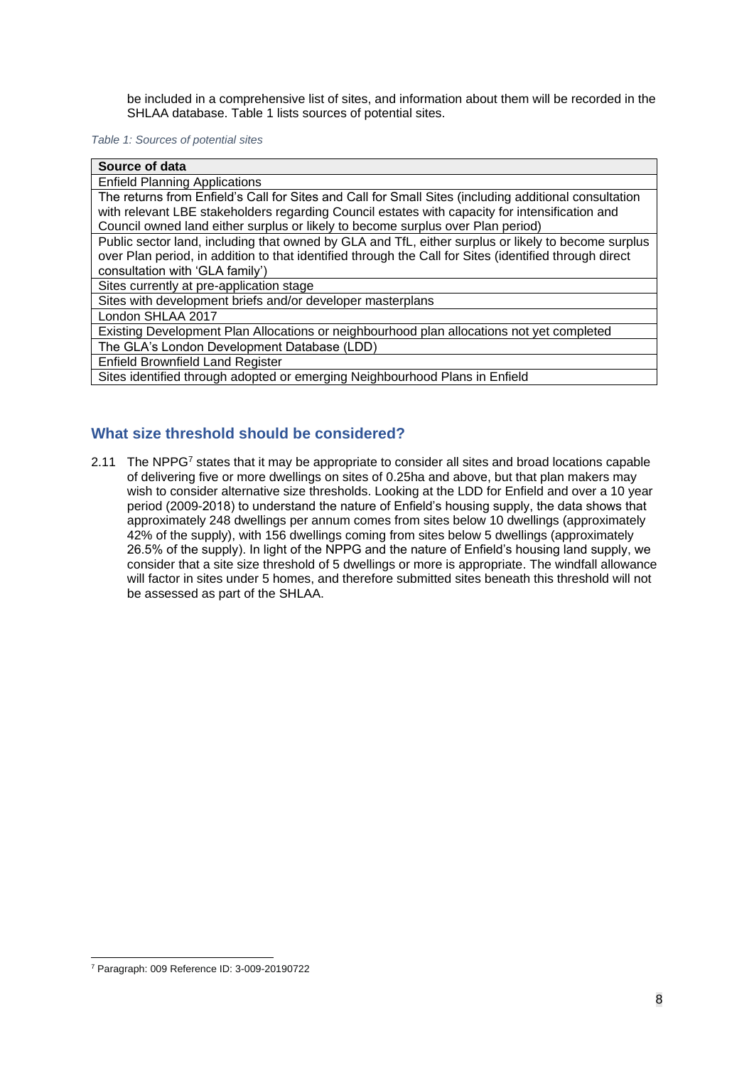be included in a comprehensive list of sites, and information about them will be recorded in the SHLAA database. Table 1 lists sources of potential sites.

*Table 1: Sources of potential sites*

| Source of data |
| --- |
| Enfield Planning Applications |
| The returns from Enfield's Call for Sites and Call for Small Sites (including additional consultation with relevant LBE stakeholders regarding Council estates with capacity for intensification and Council owned land either surplus or likely to become surplus over Plan period) |
| Public sector land, including that owned by GLA and TfL, either surplus or likely to become surplus over Plan period, in addition to that identified through the Call for Sites (identified through direct consultation with 'GLA family') |
| Sites currently at pre-application stage |
| Sites with development briefs and/or developer masterplans |
| London SHLAA 2017 |
| Existing Development Plan Allocations or neighbourhood plan allocations not yet completed |
| The GLA's London Development Database (LDD) |
| Enfield Brownfield Land Register |
| Sites identified through adopted or emerging Neighbourhood Plans in Enfield |

## What size threshold should be considered?

2.11 The NPPG[7] states that it may be appropriate to consider all sites and broad locations capable of delivering five or more dwellings on sites of 0.25ha and above, but that plan makers may wish to consider alternative size thresholds. Looking at the LDD for Enfield and over a 10 year period (2009-2018) to understand the nature of Enfield's housing supply, the data shows that approximately 248 dwellings per annum comes from sites below 10 dwellings (approximately 42% of the supply), with 156 dwellings coming from sites below 5 dwellings (approximately 26.5% of the supply). In light of the NPPG and the nature of Enfield's housing land supply, we consider that a site size threshold of 5 dwellings or more is appropriate. The windfall allowance will factor in sites under 5 homes, and therefore submitted sites beneath this threshold will not be assessed as part of the SHLAA.

[7] Paragraph: 009 Reference ID: 3-009-20190722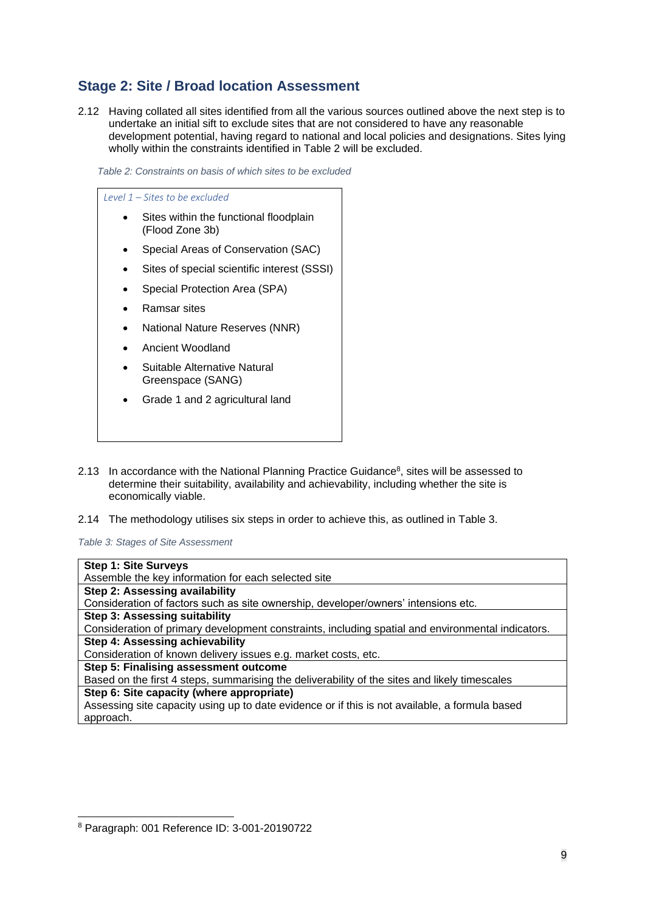## Stage 2: Site / Broad location Assessment

2.12 Having collated all sites identified from all the various sources outlined above the next step is to undertake an initial sift to exclude sites that are not considered to have any reasonable development potential, having regard to national and local policies and designations. Sites lying wholly within the constraints identified in Table 2 will be excluded.

*Table 2: Constraints on basis of which sites to be excluded*

| *Level 1 – Sites to be excluded* |
|---|
| • Sites within the functional floodplain (Flood Zone 3b)<br>• Special Areas of Conservation (SAC)<br>• Sites of special scientific interest (SSSI)<br>• Special Protection Area (SPA)<br>• Ramsar sites<br>• National Nature Reserves (NNR)<br>• Ancient Woodland<br>• Suitable Alternative Natural Greenspace (SANG)<br>• Grade 1 and 2 agricultural land |

2.13 In accordance with the National Planning Practice Guidance[8], sites will be assessed to determine their suitability, availability and achievability, including whether the site is economically viable.

2.14 The methodology utilises six steps in order to achieve this, as outlined in Table 3.

*Table 3: Stages of Site Assessment*

| **Step 1: Site Surveys** |
|---|
| Assemble the key information for each selected site |
| **Step 2: Assessing availability** |
| Consideration of factors such as site ownership, developer/owners' intensions etc. |
| **Step 3: Assessing suitability** |
| Consideration of primary development constraints, including spatial and environmental indicators. |
| **Step 4: Assessing achievability** |
| Consideration of known delivery issues e.g. market costs, etc. |
| **Step 5: Finalising assessment outcome** |
| Based on the first 4 steps, summarising the deliverability of the sites and likely timescales |
| **Step 6: Site capacity (where appropriate)** |
| Assessing site capacity using up to date evidence or if this is not available, a formula based approach. |

[8] Paragraph: 001 Reference ID: 3-001-20190722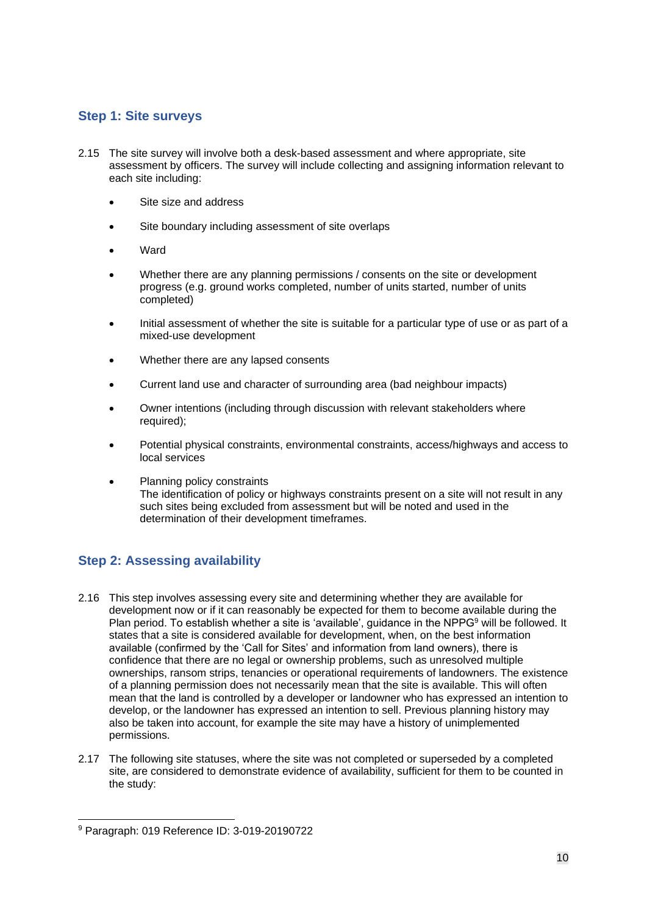## Step 1: Site surveys

2.15 The site survey will involve both a desk-based assessment and where appropriate, site assessment by officers. The survey will include collecting and assigning information relevant to each site including:

- Site size and address
- Site boundary including assessment of site overlaps
- Ward
- Whether there are any planning permissions / consents on the site or development progress (e.g. ground works completed, number of units started, number of units completed)
- Initial assessment of whether the site is suitable for a particular type of use or as part of a mixed-use development
- Whether there are any lapsed consents
- Current land use and character of surrounding area (bad neighbour impacts)
- Owner intentions (including through discussion with relevant stakeholders where required);
- Potential physical constraints, environmental constraints, access/highways and access to local services
- Planning policy constraints
  The identification of policy or highways constraints present on a site will not result in any such sites being excluded from assessment but will be noted and used in the determination of their development timeframes.

## Step 2: Assessing availability

2.16 This step involves assessing every site and determining whether they are available for development now or if it can reasonably be expected for them to become available during the Plan period. To establish whether a site is 'available', guidance in the NPPG[9] will be followed. It states that a site is considered available for development, when, on the best information available (confirmed by the 'Call for Sites' and information from land owners), there is confidence that there are no legal or ownership problems, such as unresolved multiple ownerships, ransom strips, tenancies or operational requirements of landowners. The existence of a planning permission does not necessarily mean that the site is available. This will often mean that the land is controlled by a developer or landowner who has expressed an intention to develop, or the landowner has expressed an intention to sell. Previous planning history may also be taken into account, for example the site may have a history of unimplemented permissions.

2.17 The following site statuses, where the site was not completed or superseded by a completed site, are considered to demonstrate evidence of availability, sufficient for them to be counted in the study:

---

[9] Paragraph: 019 Reference ID: 3-019-20190722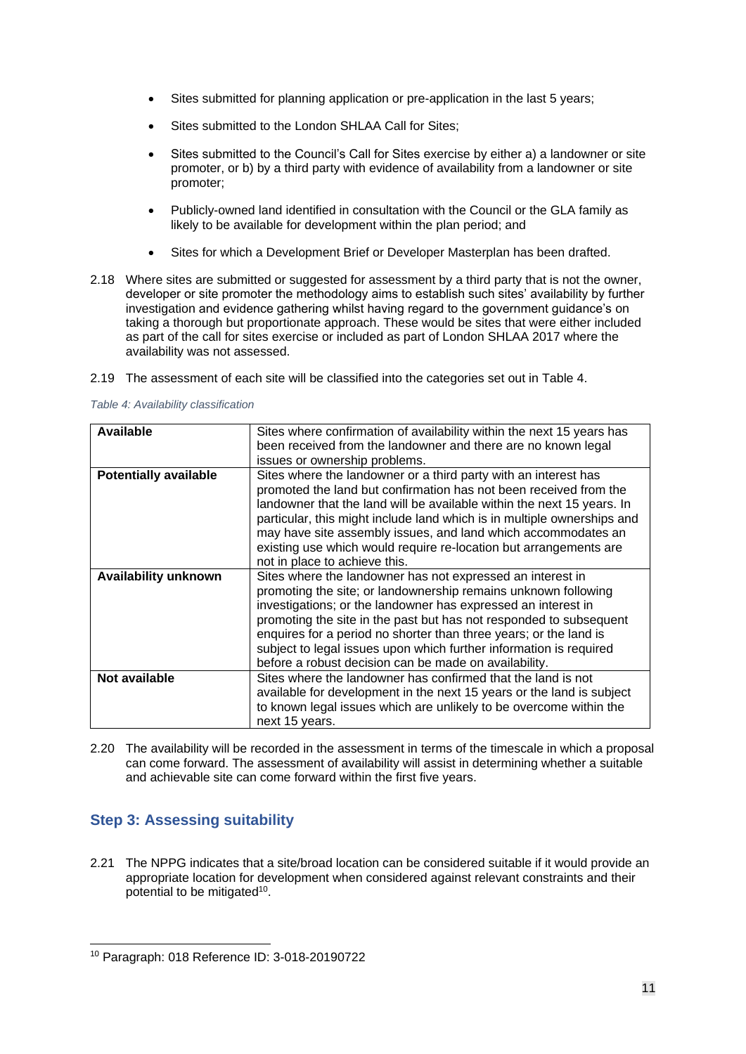- Sites submitted for planning application or pre-application in the last 5 years;
- Sites submitted to the London SHLAA Call for Sites;
- Sites submitted to the Council's Call for Sites exercise by either a) a landowner or site promoter, or b) by a third party with evidence of availability from a landowner or site promoter;
- Publicly-owned land identified in consultation with the Council or the GLA family as likely to be available for development within the plan period; and
- Sites for which a Development Brief or Developer Masterplan has been drafted.

2.18 Where sites are submitted or suggested for assessment by a third party that is not the owner, developer or site promoter the methodology aims to establish such sites' availability by further investigation and evidence gathering whilst having regard to the government guidance's on taking a thorough but proportionate approach. These would be sites that were either included as part of the call for sites exercise or included as part of London SHLAA 2017 where the availability was not assessed.

2.19 The assessment of each site will be classified into the categories set out in Table 4.

*Table 4: Availability classification*

| **Available** | Sites where confirmation of availability within the next 15 years has been received from the landowner and there are no known legal issues or ownership problems. |
|---|---|
| **Potentially available** | Sites where the landowner or a third party with an interest has promoted the land but confirmation has not been received from the landowner that the land will be available within the next 15 years. In particular, this might include land which is in multiple ownerships and may have site assembly issues, and land which accommodates an existing use which would require re-location but arrangements are not in place to achieve this. |
| **Availability unknown** | Sites where the landowner has not expressed an interest in promoting the site; or landownership remains unknown following investigations; or the landowner has expressed an interest in promoting the site in the past but has not responded to subsequent enquires for a period no shorter than three years; or the land is subject to legal issues upon which further information is required before a robust decision can be made on availability. |
| **Not available** | Sites where the landowner has confirmed that the land is not available for development in the next 15 years or the land is subject to known legal issues which are unlikely to be overcome within the next 15 years. |

2.20 The availability will be recorded in the assessment in terms of the timescale in which a proposal can come forward. The assessment of availability will assist in determining whether a suitable and achievable site can come forward within the first five years.

## Step 3: Assessing suitability

2.21 The NPPG indicates that a site/broad location can be considered suitable if it would provide an appropriate location for development when considered against relevant constraints and their potential to be mitigated[10].

[10] Paragraph: 018 Reference ID: 3-018-20190722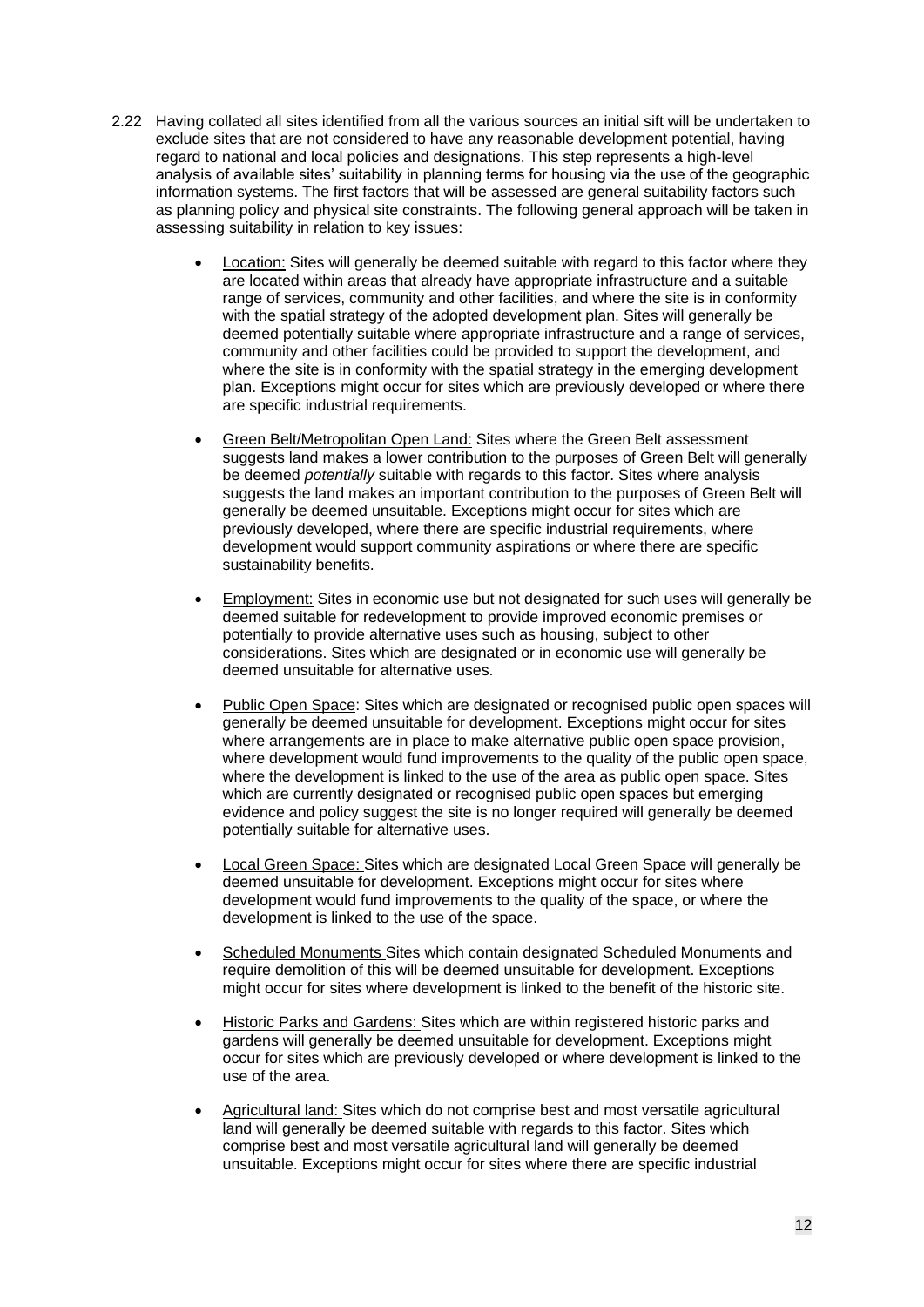2.22 Having collated all sites identified from all the various sources an initial sift will be undertaken to exclude sites that are not considered to have any reasonable development potential, having regard to national and local policies and designations. This step represents a high-level analysis of available sites' suitability in planning terms for housing via the use of the geographic information systems. The first factors that will be assessed are general suitability factors such as planning policy and physical site constraints. The following general approach will be taken in assessing suitability in relation to key issues:

- <u>Location:</u> Sites will generally be deemed suitable with regard to this factor where they are located within areas that already have appropriate infrastructure and a suitable range of services, community and other facilities, and where the site is in conformity with the spatial strategy of the adopted development plan. Sites will generally be deemed potentially suitable where appropriate infrastructure and a range of services, community and other facilities could be provided to support the development, and where the site is in conformity with the spatial strategy in the emerging development plan. Exceptions might occur for sites which are previously developed or where there are specific industrial requirements.

- <u>Green Belt/Metropolitan Open Land:</u> Sites where the Green Belt assessment suggests land makes a lower contribution to the purposes of Green Belt will generally be deemed *potentially* suitable with regards to this factor. Sites where analysis suggests the land makes an important contribution to the purposes of Green Belt will generally be deemed unsuitable. Exceptions might occur for sites which are previously developed, where there are specific industrial requirements, where development would support community aspirations or where there are specific sustainability benefits.

- <u>Employment:</u> Sites in economic use but not designated for such uses will generally be deemed suitable for redevelopment to provide improved economic premises or potentially to provide alternative uses such as housing, subject to other considerations. Sites which are designated or in economic use will generally be deemed unsuitable for alternative uses.

- <u>Public Open Space</u>: Sites which are designated or recognised public open spaces will generally be deemed unsuitable for development. Exceptions might occur for sites where arrangements are in place to make alternative public open space provision, where development would fund improvements to the quality of the public open space, where the development is linked to the use of the area as public open space. Sites which are currently designated or recognised public open spaces but emerging evidence and policy suggest the site is no longer required will generally be deemed potentially suitable for alternative uses.

- <u>Local Green Space:</u> Sites which are designated Local Green Space will generally be deemed unsuitable for development. Exceptions might occur for sites where development would fund improvements to the quality of the space, or where the development is linked to the use of the space.

- <u>Scheduled Monuments</u> Sites which contain designated Scheduled Monuments and require demolition of this will be deemed unsuitable for development. Exceptions might occur for sites where development is linked to the benefit of the historic site.

- <u>Historic Parks and Gardens:</u> Sites which are within registered historic parks and gardens will generally be deemed unsuitable for development. Exceptions might occur for sites which are previously developed or where development is linked to the use of the area.

- <u>Agricultural land:</u> Sites which do not comprise best and most versatile agricultural land will generally be deemed suitable with regards to this factor. Sites which comprise best and most versatile agricultural land will generally be deemed unsuitable. Exceptions might occur for sites where there are specific industrial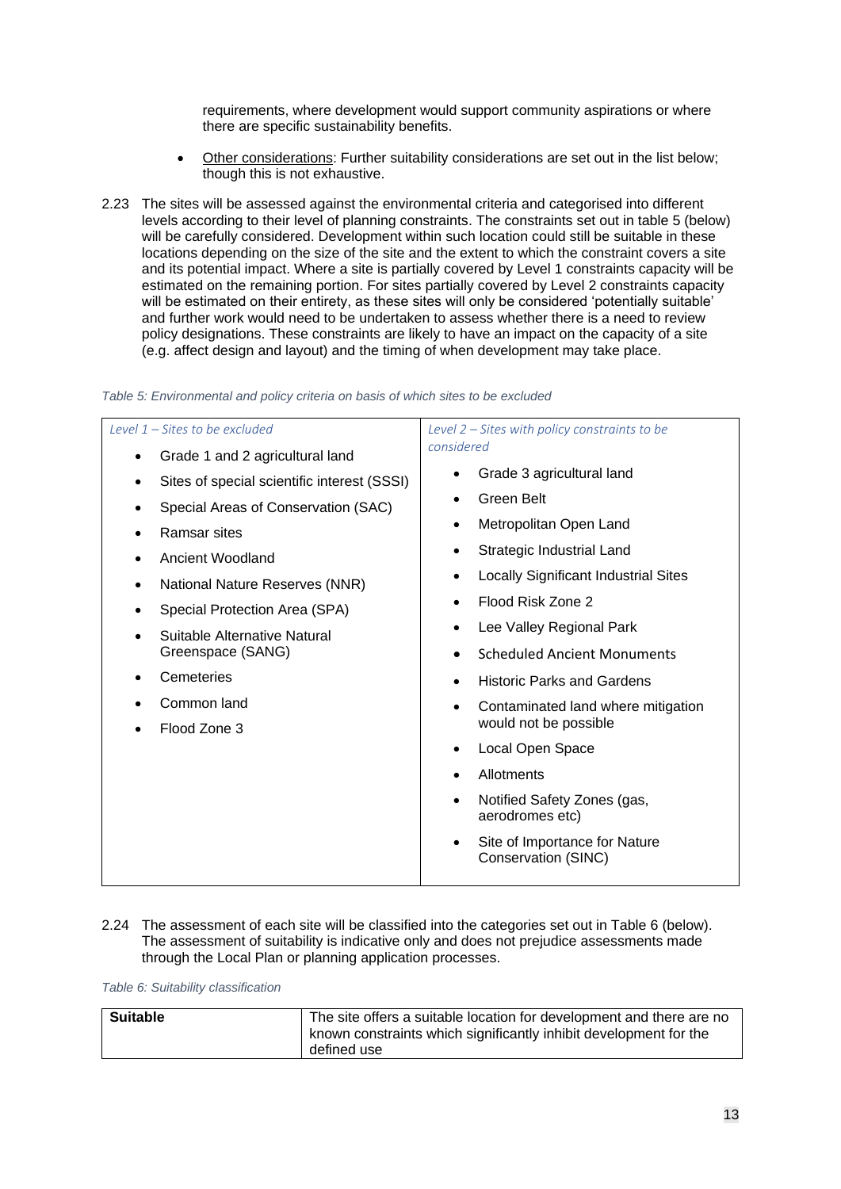requirements, where development would support community aspirations or where there are specific sustainability benefits.

- Other considerations: Further suitability considerations are set out in the list below; though this is not exhaustive.

2.23 The sites will be assessed against the environmental criteria and categorised into different levels according to their level of planning constraints. The constraints set out in table 5 (below) will be carefully considered. Development within such location could still be suitable in these locations depending on the size of the site and the extent to which the constraint covers a site and its potential impact. Where a site is partially covered by Level 1 constraints capacity will be estimated on the remaining portion. For sites partially covered by Level 2 constraints capacity will be estimated on their entirety, as these sites will only be considered 'potentially suitable' and further work would need to be undertaken to assess whether there is a need to review policy designations. These constraints are likely to have an impact on the capacity of a site (e.g. affect design and layout) and the timing of when development may take place.

*Table 5: Environmental and policy criteria on basis of which sites to be excluded*

| *Level 1 – Sites to be excluded* | *Level 2 – Sites with policy constraints to be considered* |
|---|---|
| • Grade 1 and 2 agricultural land | • Grade 3 agricultural land |
| • Sites of special scientific interest (SSSI) | • Green Belt |
| • Special Areas of Conservation (SAC) | • Metropolitan Open Land |
| • Ramsar sites | • Strategic Industrial Land |
| • Ancient Woodland | • Locally Significant Industrial Sites |
| • National Nature Reserves (NNR) | • Flood Risk Zone 2 |
| • Special Protection Area (SPA) | • Lee Valley Regional Park |
| • Suitable Alternative Natural Greenspace (SANG) | • Scheduled Ancient Monuments |
| • Cemeteries | • Historic Parks and Gardens |
| • Common land | • Contaminated land where mitigation would not be possible |
| • Flood Zone 3 | • Local Open Space |
| | • Allotments |
| | • Notified Safety Zones (gas, aerodromes etc) |
| | • Site of Importance for Nature Conservation (SINC) |

2.24 The assessment of each site will be classified into the categories set out in Table 6 (below). The assessment of suitability is indicative only and does not prejudice assessments made through the Local Plan or planning application processes.

*Table 6: Suitability classification*

| **Suitable** | The site offers a suitable location for development and there are no known constraints which significantly inhibit development for the defined use |
|---|---|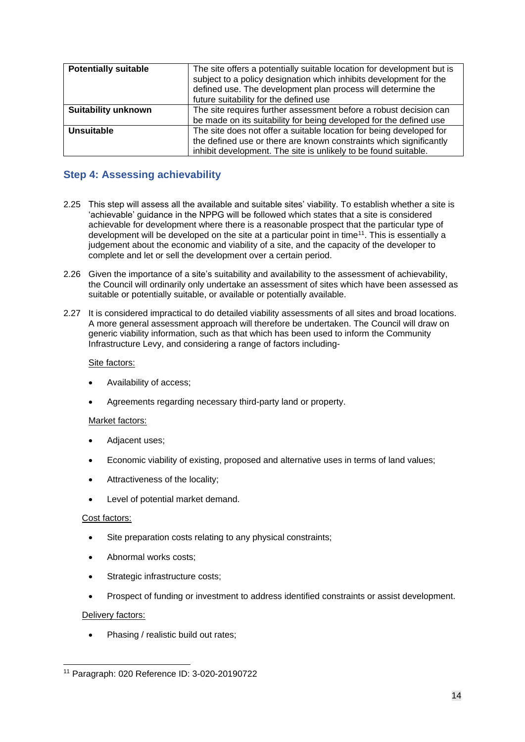| Potentially suitable | The site offers a potentially suitable location for development but is subject to a policy designation which inhibits development for the defined use. The development plan process will determine the future suitability for the defined use |
|---|---|
| **Suitability unknown** | The site requires further assessment before a robust decision can be made on its suitability for being developed for the defined use |
| **Unsuitable** | The site does not offer a suitable location for being developed for the defined use or there are known constraints which significantly inhibit development. The site is unlikely to be found suitable. |

## Step 4: Assessing achievability

2.25 This step will assess all the available and suitable sites' viability. To establish whether a site is 'achievable' guidance in the NPPG will be followed which states that a site is considered achievable for development where there is a reasonable prospect that the particular type of development will be developed on the site at a particular point in time[11]. This is essentially a judgement about the economic and viability of a site, and the capacity of the developer to complete and let or sell the development over a certain period.

2.26 Given the importance of a site's suitability and availability to the assessment of achievability, the Council will ordinarily only undertake an assessment of sites which have been assessed as suitable or potentially suitable, or available or potentially available.

2.27 It is considered impractical to do detailed viability assessments of all sites and broad locations. A more general assessment approach will therefore be undertaken. The Council will draw on generic viability information, such as that which has been used to inform the Community Infrastructure Levy, and considering a range of factors including-

Site factors:

- Availability of access;
- Agreements regarding necessary third-party land or property.

Market factors:

- Adjacent uses;
- Economic viability of existing, proposed and alternative uses in terms of land values;
- Attractiveness of the locality;
- Level of potential market demand.

Cost factors:

- Site preparation costs relating to any physical constraints;
- Abnormal works costs;
- Strategic infrastructure costs;
- Prospect of funding or investment to address identified constraints or assist development.

Delivery factors:

- Phasing / realistic build out rates;

[11] Paragraph: 020 Reference ID: 3-020-20190722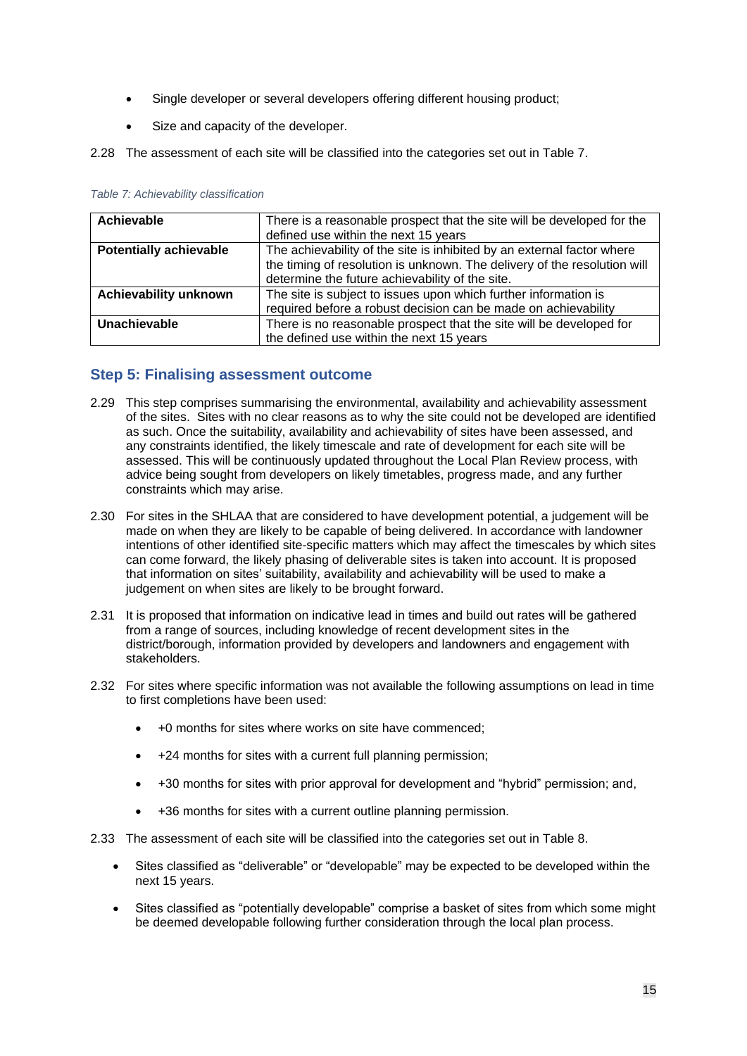- Single developer or several developers offering different housing product;
- Size and capacity of the developer.

2.28 The assessment of each site will be classified into the categories set out in Table 7.

*Table 7: Achievability classification*

| | |
|---|---|
| **Achievable** | There is a reasonable prospect that the site will be developed for the defined use within the next 15 years |
| **Potentially achievable** | The achievability of the site is inhibited by an external factor where the timing of resolution is unknown. The delivery of the resolution will determine the future achievability of the site. |
| **Achievability unknown** | The site is subject to issues upon which further information is required before a robust decision can be made on achievability |
| **Unachievable** | There is no reasonable prospect that the site will be developed for the defined use within the next 15 years |

## Step 5: Finalising assessment outcome

2.29 This step comprises summarising the environmental, availability and achievability assessment of the sites. Sites with no clear reasons as to why the site could not be developed are identified as such. Once the suitability, availability and achievability of sites have been assessed, and any constraints identified, the likely timescale and rate of development for each site will be assessed. This will be continuously updated throughout the Local Plan Review process, with advice being sought from developers on likely timetables, progress made, and any further constraints which may arise.

2.30 For sites in the SHLAA that are considered to have development potential, a judgement will be made on when they are likely to be capable of being delivered. In accordance with landowner intentions of other identified site-specific matters which may affect the timescales by which sites can come forward, the likely phasing of deliverable sites is taken into account. It is proposed that information on sites' suitability, availability and achievability will be used to make a judgement on when sites are likely to be brought forward.

2.31 It is proposed that information on indicative lead in times and build out rates will be gathered from a range of sources, including knowledge of recent development sites in the district/borough, information provided by developers and landowners and engagement with stakeholders.

2.32 For sites where specific information was not available the following assumptions on lead in time to first completions have been used:

- +0 months for sites where works on site have commenced;
- +24 months for sites with a current full planning permission;
- +30 months for sites with prior approval for development and "hybrid" permission; and,
- +36 months for sites with a current outline planning permission.

2.33 The assessment of each site will be classified into the categories set out in Table 8.

- Sites classified as "deliverable" or "developable" may be expected to be developed within the next 15 years.
- Sites classified as "potentially developable" comprise a basket of sites from which some might be deemed developable following further consideration through the local plan process.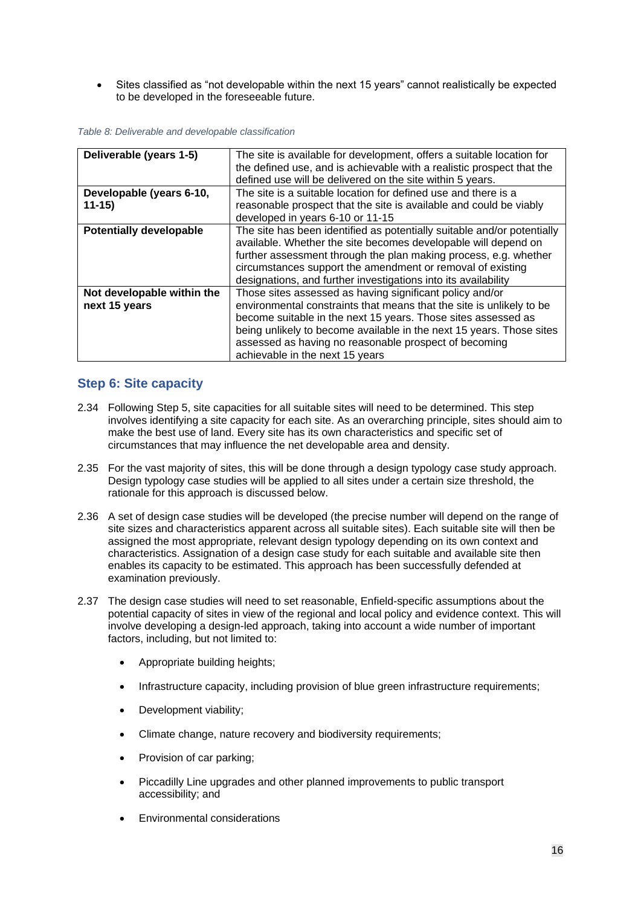- Sites classified as "not developable within the next 15 years" cannot realistically be expected to be developed in the foreseeable future.

*Table 8: Deliverable and developable classification*

| | |
|---|---|
| **Deliverable (years 1-5)** | The site is available for development, offers a suitable location for the defined use, and is achievable with a realistic prospect that the defined use will be delivered on the site within 5 years. |
| **Developable (years 6-10, 11-15)** | The site is a suitable location for defined use and there is a reasonable prospect that the site is available and could be viably developed in years 6-10 or 11-15 |
| **Potentially developable** | The site has been identified as potentially suitable and/or potentially available. Whether the site becomes developable will depend on further assessment through the plan making process, e.g. whether circumstances support the amendment or removal of existing designations, and further investigations into its availability |
| **Not developable within the next 15 years** | Those sites assessed as having significant policy and/or environmental constraints that means that the site is unlikely to be become suitable in the next 15 years. Those sites assessed as being unlikely to become available in the next 15 years. Those sites assessed as having no reasonable prospect of becoming achievable in the next 15 years |

## Step 6: Site capacity

2.34 Following Step 5, site capacities for all suitable sites will need to be determined. This step involves identifying a site capacity for each site. As an overarching principle, sites should aim to make the best use of land. Every site has its own characteristics and specific set of circumstances that may influence the net developable area and density.

2.35 For the vast majority of sites, this will be done through a design typology case study approach. Design typology case studies will be applied to all sites under a certain size threshold, the rationale for this approach is discussed below.

2.36 A set of design case studies will be developed (the precise number will depend on the range of site sizes and characteristics apparent across all suitable sites). Each suitable site will then be assigned the most appropriate, relevant design typology depending on its own context and characteristics. Assignation of a design case study for each suitable and available site then enables its capacity to be estimated. This approach has been successfully defended at examination previously.

2.37 The design case studies will need to set reasonable, Enfield-specific assumptions about the potential capacity of sites in view of the regional and local policy and evidence context. This will involve developing a design-led approach, taking into account a wide number of important factors, including, but not limited to:

- Appropriate building heights;
- Infrastructure capacity, including provision of blue green infrastructure requirements;
- Development viability;
- Climate change, nature recovery and biodiversity requirements;
- Provision of car parking;
- Piccadilly Line upgrades and other planned improvements to public transport accessibility; and
- Environmental considerations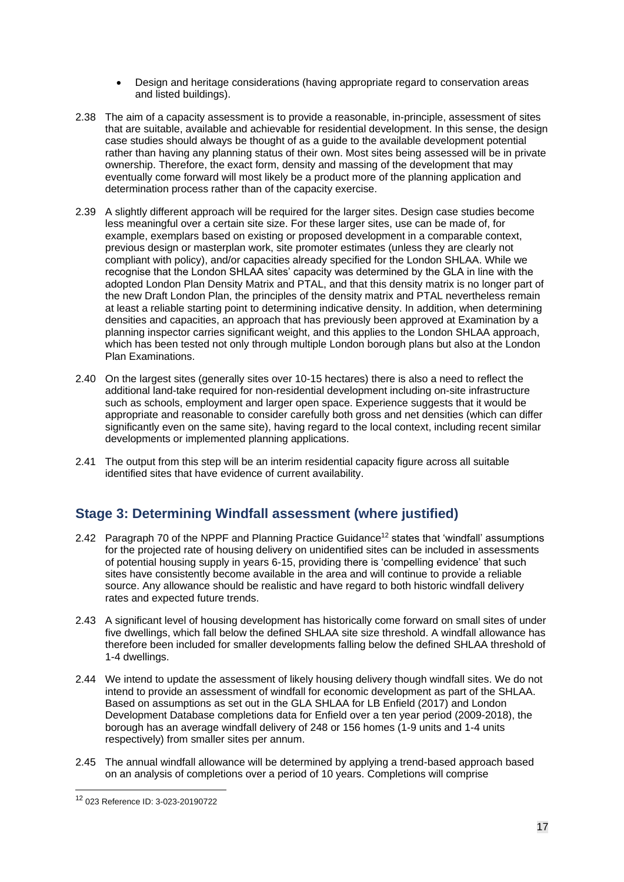- Design and heritage considerations (having appropriate regard to conservation areas and listed buildings).

2.38 The aim of a capacity assessment is to provide a reasonable, in-principle, assessment of sites that are suitable, available and achievable for residential development. In this sense, the design case studies should always be thought of as a guide to the available development potential rather than having any planning status of their own. Most sites being assessed will be in private ownership. Therefore, the exact form, density and massing of the development that may eventually come forward will most likely be a product more of the planning application and determination process rather than of the capacity exercise.

2.39 A slightly different approach will be required for the larger sites. Design case studies become less meaningful over a certain site size. For these larger sites, use can be made of, for example, exemplars based on existing or proposed development in a comparable context, previous design or masterplan work, site promoter estimates (unless they are clearly not compliant with policy), and/or capacities already specified for the London SHLAA. While we recognise that the London SHLAA sites' capacity was determined by the GLA in line with the adopted London Plan Density Matrix and PTAL, and that this density matrix is no longer part of the new Draft London Plan, the principles of the density matrix and PTAL nevertheless remain at least a reliable starting point to determining indicative density. In addition, when determining densities and capacities, an approach that has previously been approved at Examination by a planning inspector carries significant weight, and this applies to the London SHLAA approach, which has been tested not only through multiple London borough plans but also at the London Plan Examinations.

2.40 On the largest sites (generally sites over 10-15 hectares) there is also a need to reflect the additional land-take required for non-residential development including on-site infrastructure such as schools, employment and larger open space. Experience suggests that it would be appropriate and reasonable to consider carefully both gross and net densities (which can differ significantly even on the same site), having regard to the local context, including recent similar developments or implemented planning applications.

2.41 The output from this step will be an interim residential capacity figure across all suitable identified sites that have evidence of current availability.

## Stage 3: Determining Windfall assessment (where justified)

2.42 Paragraph 70 of the NPPF and Planning Practice Guidance[12] states that 'windfall' assumptions for the projected rate of housing delivery on unidentified sites can be included in assessments of potential housing supply in years 6-15, providing there is 'compelling evidence' that such sites have consistently become available in the area and will continue to provide a reliable source. Any allowance should be realistic and have regard to both historic windfall delivery rates and expected future trends.

2.43 A significant level of housing development has historically come forward on small sites of under five dwellings, which fall below the defined SHLAA site size threshold. A windfall allowance has therefore been included for smaller developments falling below the defined SHLAA threshold of 1-4 dwellings.

2.44 We intend to update the assessment of likely housing delivery though windfall sites. We do not intend to provide an assessment of windfall for economic development as part of the SHLAA. Based on assumptions as set out in the GLA SHLAA for LB Enfield (2017) and London Development Database completions data for Enfield over a ten year period (2009-2018), the borough has an average windfall delivery of 248 or 156 homes (1-9 units and 1-4 units respectively) from smaller sites per annum.

2.45 The annual windfall allowance will be determined by applying a trend-based approach based on an analysis of completions over a period of 10 years. Completions will comprise

[12] 023 Reference ID: 3-023-20190722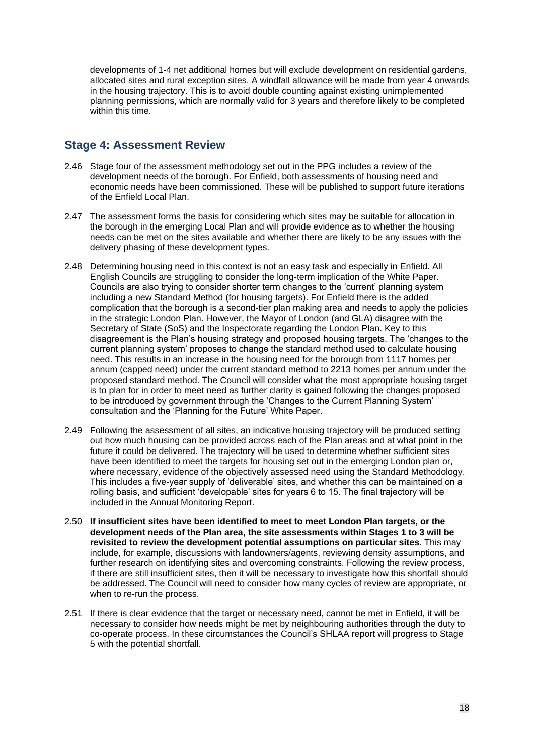developments of 1-4 net additional homes but will exclude development on residential gardens, allocated sites and rural exception sites. A windfall allowance will be made from year 4 onwards in the housing trajectory. This is to avoid double counting against existing unimplemented planning permissions, which are normally valid for 3 years and therefore likely to be completed within this time.

## Stage 4: Assessment Review

2.46 Stage four of the assessment methodology set out in the PPG includes a review of the development needs of the borough. For Enfield, both assessments of housing need and economic needs have been commissioned. These will be published to support future iterations of the Enfield Local Plan.

2.47 The assessment forms the basis for considering which sites may be suitable for allocation in the borough in the emerging Local Plan and will provide evidence as to whether the housing needs can be met on the sites available and whether there are likely to be any issues with the delivery phasing of these development types.

2.48 Determining housing need in this context is not an easy task and especially in Enfield. All English Councils are struggling to consider the long-term implication of the White Paper. Councils are also trying to consider shorter term changes to the 'current' planning system including a new Standard Method (for housing targets). For Enfield there is the added complication that the borough is a second-tier plan making area and needs to apply the policies in the strategic London Plan. However, the Mayor of London (and GLA) disagree with the Secretary of State (SoS) and the Inspectorate regarding the London Plan. Key to this disagreement is the Plan's housing strategy and proposed housing targets. The 'changes to the current planning system' proposes to change the standard method used to calculate housing need. This results in an increase in the housing need for the borough from 1117 homes per annum (capped need) under the current standard method to 2213 homes per annum under the proposed standard method. The Council will consider what the most appropriate housing target is to plan for in order to meet need as further clarity is gained following the changes proposed to be introduced by government through the 'Changes to the Current Planning System' consultation and the 'Planning for the Future' White Paper.

2.49 Following the assessment of all sites, an indicative housing trajectory will be produced setting out how much housing can be provided across each of the Plan areas and at what point in the future it could be delivered. The trajectory will be used to determine whether sufficient sites have been identified to meet the targets for housing set out in the emerging London plan or, where necessary, evidence of the objectively assessed need using the Standard Methodology. This includes a five-year supply of 'deliverable' sites, and whether this can be maintained on a rolling basis, and sufficient 'developable' sites for years 6 to 15. The final trajectory will be included in the Annual Monitoring Report.

2.50 **If insufficient sites have been identified to meet to meet London Plan targets, or the development needs of the Plan area, the site assessments within Stages 1 to 3 will be revisited to review the development potential assumptions on particular sites**. This may include, for example, discussions with landowners/agents, reviewing density assumptions, and further research on identifying sites and overcoming constraints. Following the review process, if there are still insufficient sites, then it will be necessary to investigate how this shortfall should be addressed. The Council will need to consider how many cycles of review are appropriate, or when to re-run the process.

2.51 If there is clear evidence that the target or necessary need, cannot be met in Enfield, it will be necessary to consider how needs might be met by neighbouring authorities through the duty to co-operate process. In these circumstances the Council's SHLAA report will progress to Stage 5 with the potential shortfall.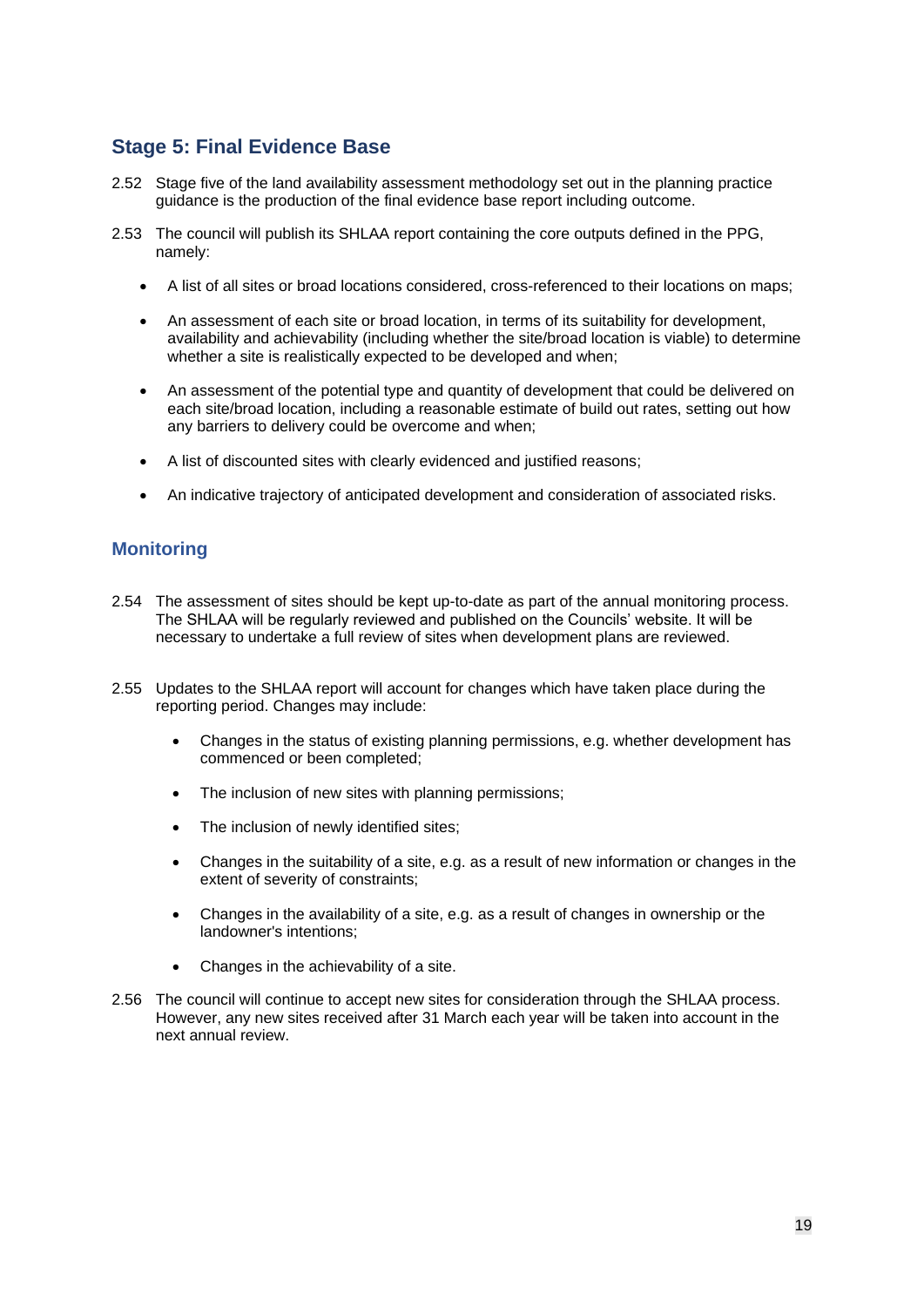## Stage 5: Final Evidence Base

2.52 Stage five of the land availability assessment methodology set out in the planning practice guidance is the production of the final evidence base report including outcome.

2.53 The council will publish its SHLAA report containing the core outputs defined in the PPG, namely:

- A list of all sites or broad locations considered, cross-referenced to their locations on maps;
- An assessment of each site or broad location, in terms of its suitability for development, availability and achievability (including whether the site/broad location is viable) to determine whether a site is realistically expected to be developed and when;
- An assessment of the potential type and quantity of development that could be delivered on each site/broad location, including a reasonable estimate of build out rates, setting out how any barriers to delivery could be overcome and when;
- A list of discounted sites with clearly evidenced and justified reasons;
- An indicative trajectory of anticipated development and consideration of associated risks.

## Monitoring

2.54 The assessment of sites should be kept up-to-date as part of the annual monitoring process. The SHLAA will be regularly reviewed and published on the Councils' website. It will be necessary to undertake a full review of sites when development plans are reviewed.

2.55 Updates to the SHLAA report will account for changes which have taken place during the reporting period. Changes may include:

- Changes in the status of existing planning permissions, e.g. whether development has commenced or been completed;
- The inclusion of new sites with planning permissions;
- The inclusion of newly identified sites;
- Changes in the suitability of a site, e.g. as a result of new information or changes in the extent of severity of constraints;
- Changes in the availability of a site, e.g. as a result of changes in ownership or the landowner's intentions;
- Changes in the achievability of a site.

2.56 The council will continue to accept new sites for consideration through the SHLAA process. However, any new sites received after 31 March each year will be taken into account in the next annual review.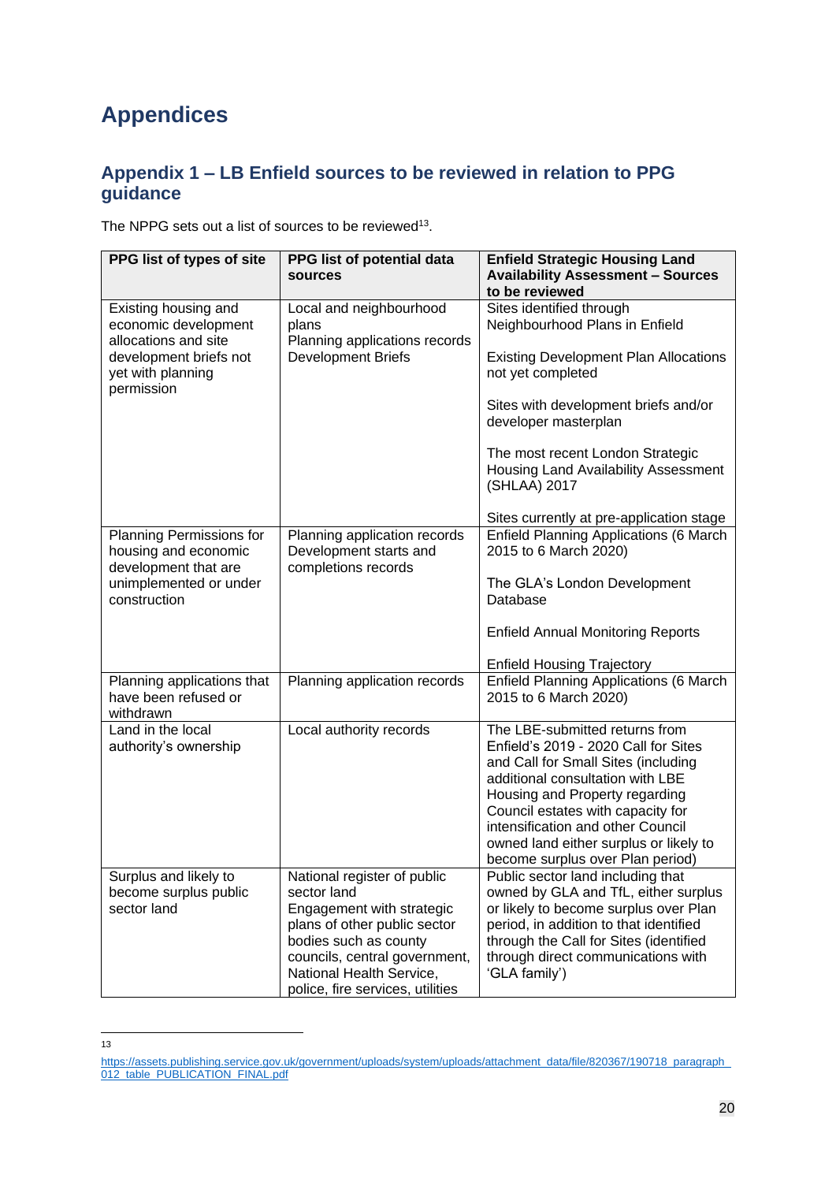# Appendices

## Appendix 1 – LB Enfield sources to be reviewed in relation to PPG guidance

The NPPG sets out a list of sources to be reviewed[13].

| PPG list of types of site | PPG list of potential data sources | Enfield Strategic Housing Land Availability Assessment – Sources to be reviewed |
|---|---|---|
| Existing housing and economic development allocations and site development briefs not yet with planning permission | Local and neighbourhood plans<br>Planning applications records<br>Development Briefs | Sites identified through Neighbourhood Plans in Enfield<br><br>Existing Development Plan Allocations not yet completed<br><br>Sites with development briefs and/or developer masterplan<br><br>The most recent London Strategic Housing Land Availability Assessment (SHLAA) 2017<br><br>Sites currently at pre-application stage |
| Planning Permissions for housing and economic development that are unimplemented or under construction | Planning application records<br>Development starts and completions records | Enfield Planning Applications (6 March 2015 to 6 March 2020)<br><br>The GLA's London Development Database<br><br>Enfield Annual Monitoring Reports<br><br>Enfield Housing Trajectory |
| Planning applications that have been refused or withdrawn | Planning application records | Enfield Planning Applications (6 March 2015 to 6 March 2020) |
| Land in the local authority's ownership | Local authority records | The LBE-submitted returns from Enfield's 2019 - 2020 Call for Sites and Call for Small Sites (including additional consultation with LBE Housing and Property regarding Council estates with capacity for intensification and other Council owned land either surplus or likely to become surplus over Plan period) |
| Surplus and likely to become surplus public sector land | National register of public sector land<br>Engagement with strategic plans of other public sector bodies such as county councils, central government, National Health Service, police, fire services, utilities | Public sector land including that owned by GLA and TfL, either surplus or likely to become surplus over Plan period, in addition to that identified through the Call for Sites (identified through direct communications with 'GLA family') |

[13] https://assets.publishing.service.gov.uk/government/uploads/system/uploads/attachment_data/file/820367/190718_paragraph_012_table_PUBLICATION_FINAL.pdf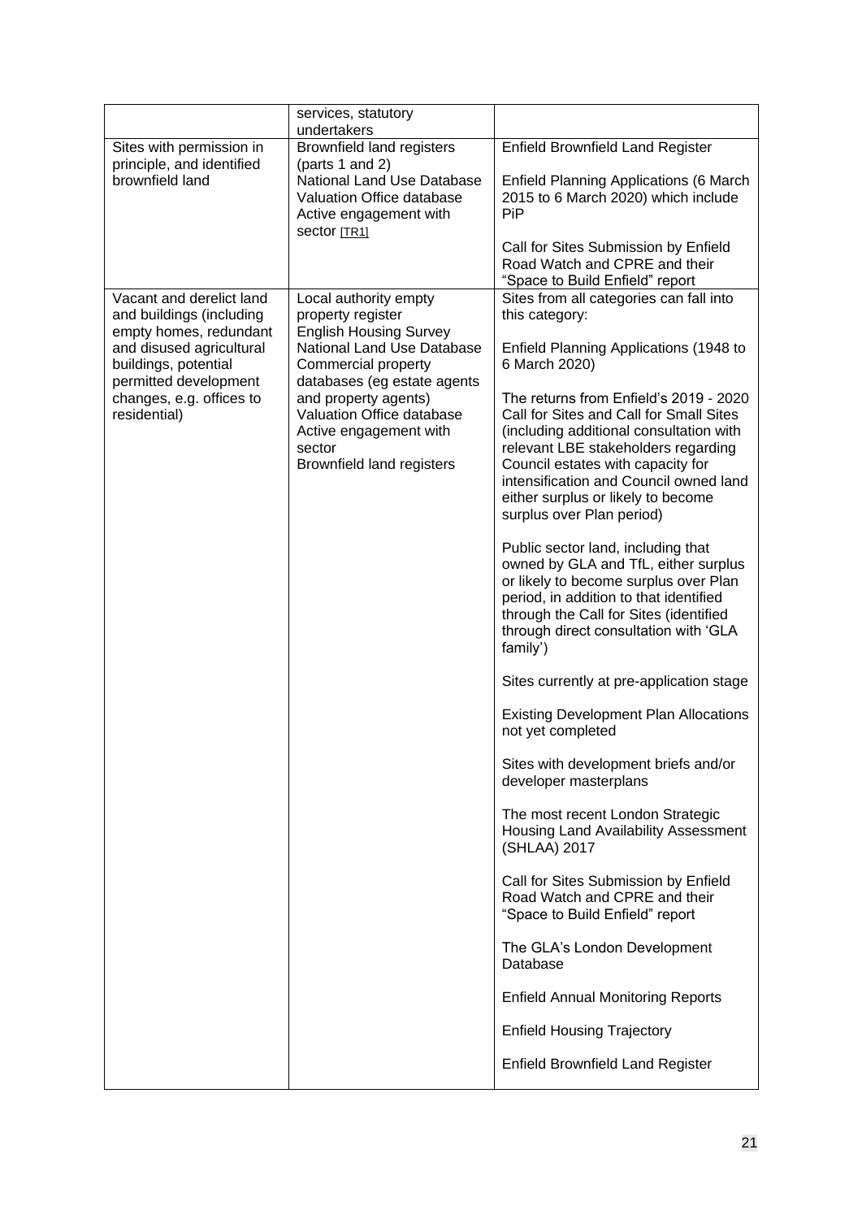| | | |
|---|---|---|
| | services, statutory undertakers | |
| Sites with permission in principle, and identified brownfield land | Brownfield land registers (parts 1 and 2)<br>National Land Use Database<br>Valuation Office database<br>Active engagement with sector [TR1] | Enfield Brownfield Land Register<br><br>Enfield Planning Applications (6 March 2015 to 6 March 2020) which include PiP<br><br>Call for Sites Submission by Enfield Road Watch and CPRE and their "Space to Build Enfield" report |
| Vacant and derelict land and buildings (including empty homes, redundant and disused agricultural buildings, potential permitted development changes, e.g. offices to residential) | Local authority empty property register<br>English Housing Survey<br>National Land Use Database<br>Commercial property databases (eg estate agents and property agents)<br>Valuation Office database<br>Active engagement with sector<br>Brownfield land registers | Sites from all categories can fall into this category:<br><br>Enfield Planning Applications (1948 to 6 March 2020)<br><br>The returns from Enfield's 2019 - 2020 Call for Sites and Call for Small Sites (including additional consultation with relevant LBE stakeholders regarding Council estates with capacity for intensification and Council owned land either surplus or likely to become surplus over Plan period)<br><br>Public sector land, including that owned by GLA and TfL, either surplus or likely to become surplus over Plan period, in addition to that identified through the Call for Sites (identified through direct consultation with 'GLA family')<br><br>Sites currently at pre-application stage<br><br>Existing Development Plan Allocations not yet completed<br><br>Sites with development briefs and/or developer masterplans<br><br>The most recent London Strategic Housing Land Availability Assessment (SHLAA) 2017<br><br>Call for Sites Submission by Enfield Road Watch and CPRE and their "Space to Build Enfield" report<br><br>The GLA's London Development Database<br><br>Enfield Annual Monitoring Reports<br><br>Enfield Housing Trajectory<br><br>Enfield Brownfield Land Register |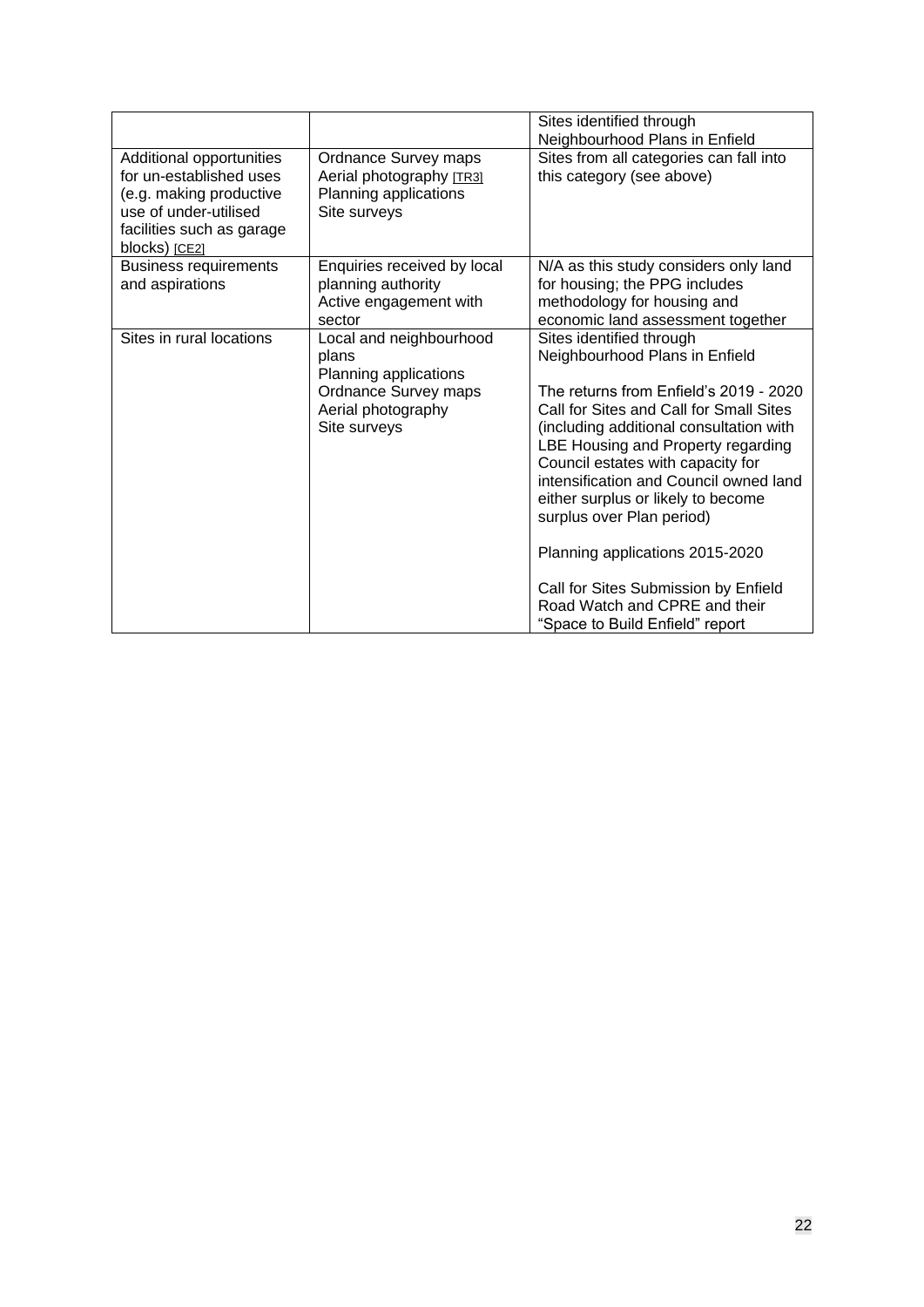| | | |
|---|---|---|
| | | Sites identified through Neighbourhood Plans in Enfield |
| Additional opportunities for un-established uses (e.g. making productive use of under-utilised facilities such as garage blocks) [CE2] | Ordnance Survey maps<br>Aerial photography [TR3]<br>Planning applications<br>Site surveys | Sites from all categories can fall into this category (see above) |
| Business requirements and aspirations | Enquiries received by local planning authority<br>Active engagement with sector | N/A as this study considers only land for housing; the PPG includes methodology for housing and economic land assessment together |
| Sites in rural locations | Local and neighbourhood plans<br>Planning applications<br>Ordnance Survey maps<br>Aerial photography<br>Site surveys | Sites identified through Neighbourhood Plans in Enfield<br><br>The returns from Enfield's 2019 - 2020 Call for Sites and Call for Small Sites (including additional consultation with LBE Housing and Property regarding Council estates with capacity for intensification and Council owned land either surplus or likely to become surplus over Plan period)<br><br>Planning applications 2015-2020<br><br>Call for Sites Submission by Enfield Road Watch and CPRE and their "Space to Build Enfield" report |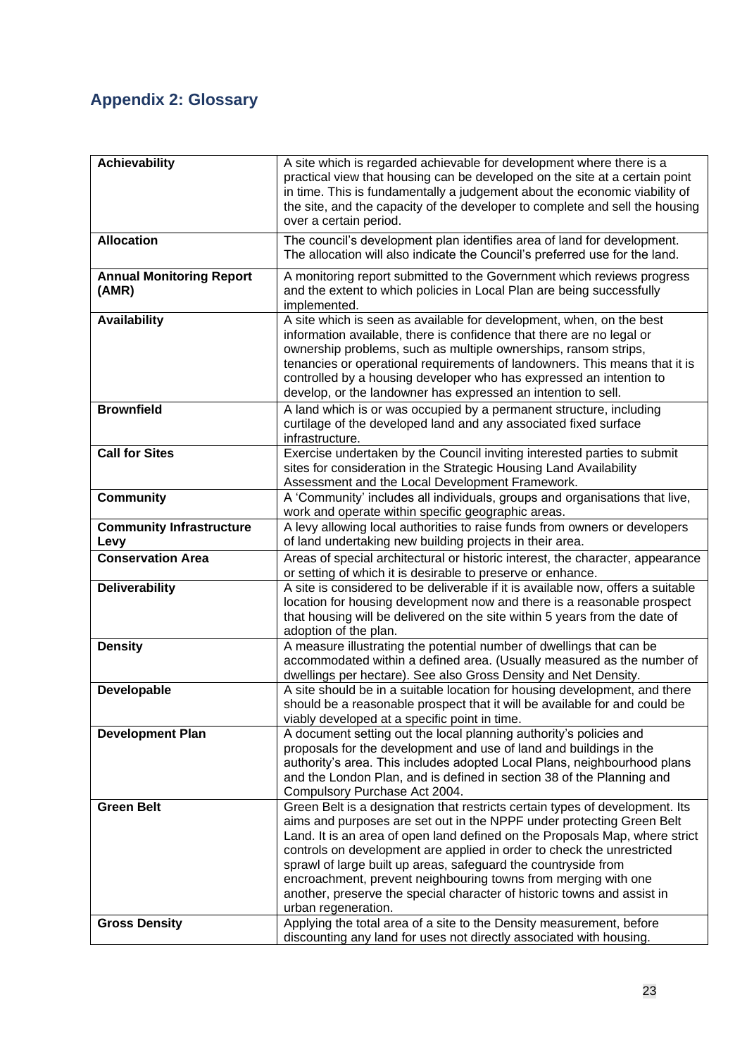## Appendix 2: Glossary

| | |
|---|---|
| **Achievability** | A site which is regarded achievable for development where there is a practical view that housing can be developed on the site at a certain point in time. This is fundamentally a judgement about the economic viability of the site, and the capacity of the developer to complete and sell the housing over a certain period. |
| **Allocation** | The council's development plan identifies area of land for development. The allocation will also indicate the Council's preferred use for the land. |
| **Annual Monitoring Report (AMR)** | A monitoring report submitted to the Government which reviews progress and the extent to which policies in Local Plan are being successfully implemented. |
| **Availability** | A site which is seen as available for development, when, on the best information available, there is confidence that there are no legal or ownership problems, such as multiple ownerships, ransom strips, tenancies or operational requirements of landowners. This means that it is controlled by a housing developer who has expressed an intention to develop, or the landowner has expressed an intention to sell. |
| **Brownfield** | A land which is or was occupied by a permanent structure, including curtilage of the developed land and any associated fixed surface infrastructure. |
| **Call for Sites** | Exercise undertaken by the Council inviting interested parties to submit sites for consideration in the Strategic Housing Land Availability Assessment and the Local Development Framework. |
| **Community** | A 'Community' includes all individuals, groups and organisations that live, work and operate within specific geographic areas. |
| **Community Infrastructure Levy** | A levy allowing local authorities to raise funds from owners or developers of land undertaking new building projects in their area. |
| **Conservation Area** | Areas of special architectural or historic interest, the character, appearance or setting of which it is desirable to preserve or enhance. |
| **Deliverability** | A site is considered to be deliverable if it is available now, offers a suitable location for housing development now and there is a reasonable prospect that housing will be delivered on the site within 5 years from the date of adoption of the plan. |
| **Density** | A measure illustrating the potential number of dwellings that can be accommodated within a defined area. (Usually measured as the number of dwellings per hectare). See also Gross Density and Net Density. |
| **Developable** | A site should be in a suitable location for housing development, and there should be a reasonable prospect that it will be available for and could be viably developed at a specific point in time. |
| **Development Plan** | A document setting out the local planning authority's policies and proposals for the development and use of land and buildings in the authority's area. This includes adopted Local Plans, neighbourhood plans and the London Plan, and is defined in section 38 of the Planning and Compulsory Purchase Act 2004. |
| **Green Belt** | Green Belt is a designation that restricts certain types of development. Its aims and purposes are set out in the NPPF under protecting Green Belt Land. It is an area of open land defined on the Proposals Map, where strict controls on development are applied in order to check the unrestricted sprawl of large built up areas, safeguard the countryside from encroachment, prevent neighbouring towns from merging with one another, preserve the special character of historic towns and assist in urban regeneration. |
| **Gross Density** | Applying the total area of a site to the Density measurement, before discounting any land for uses not directly associated with housing. |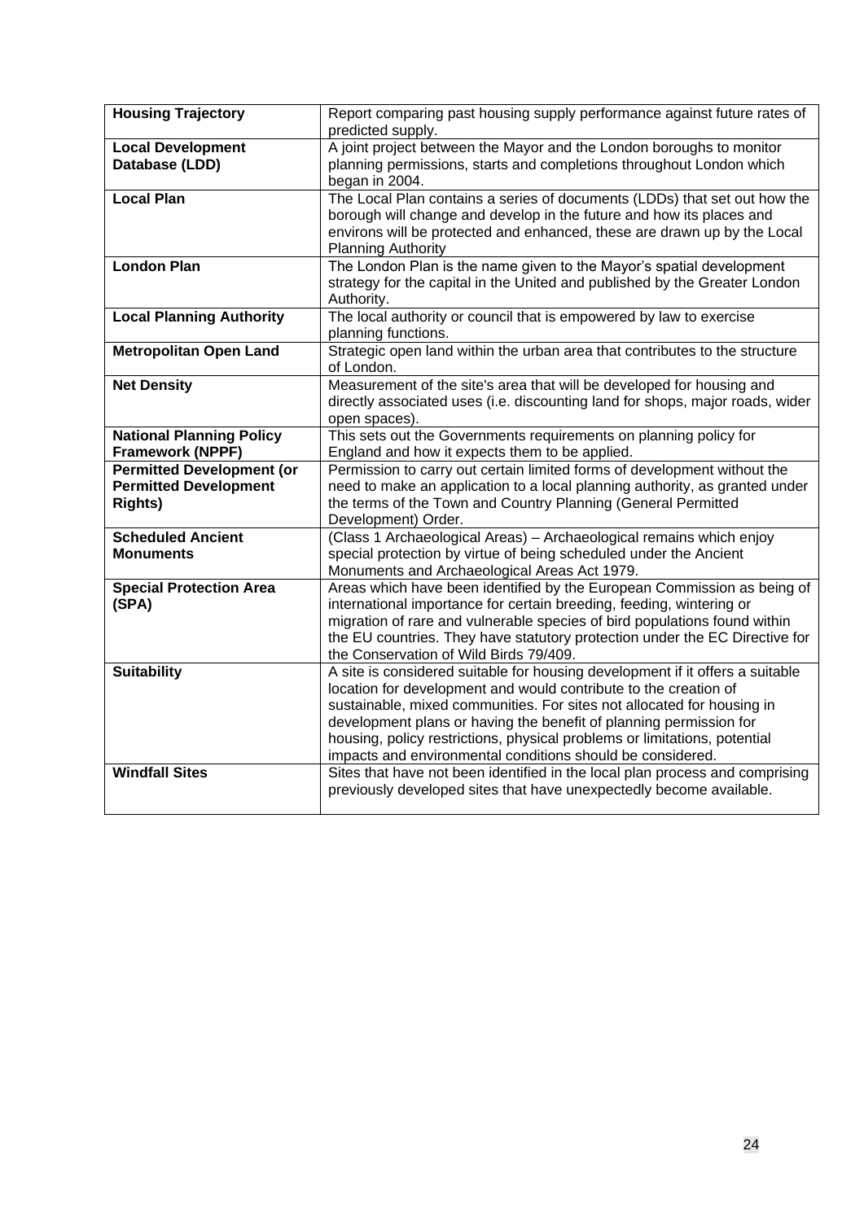| | |
|---|---|
| **Housing Trajectory** | Report comparing past housing supply performance against future rates of predicted supply. |
| **Local Development Database (LDD)** | A joint project between the Mayor and the London boroughs to monitor planning permissions, starts and completions throughout London which began in 2004. |
| **Local Plan** | The Local Plan contains a series of documents (LDDs) that set out how the borough will change and develop in the future and how its places and environs will be protected and enhanced, these are drawn up by the Local Planning Authority |
| **London Plan** | The London Plan is the name given to the Mayor's spatial development strategy for the capital in the United and published by the Greater London Authority. |
| **Local Planning Authority** | The local authority or council that is empowered by law to exercise planning functions. |
| **Metropolitan Open Land** | Strategic open land within the urban area that contributes to the structure of London. |
| **Net Density** | Measurement of the site's area that will be developed for housing and directly associated uses (i.e. discounting land for shops, major roads, wider open spaces). |
| **National Planning Policy Framework (NPPF)** | This sets out the Governments requirements on planning policy for England and how it expects them to be applied. |
| **Permitted Development (or Permitted Development Rights)** | Permission to carry out certain limited forms of development without the need to make an application to a local planning authority, as granted under the terms of the Town and Country Planning (General Permitted Development) Order. |
| **Scheduled Ancient Monuments** | (Class 1 Archaeological Areas) – Archaeological remains which enjoy special protection by virtue of being scheduled under the Ancient Monuments and Archaeological Areas Act 1979. |
| **Special Protection Area (SPA)** | Areas which have been identified by the European Commission as being of international importance for certain breeding, feeding, wintering or migration of rare and vulnerable species of bird populations found within the EU countries. They have statutory protection under the EC Directive for the Conservation of Wild Birds 79/409. |
| **Suitability** | A site is considered suitable for housing development if it offers a suitable location for development and would contribute to the creation of sustainable, mixed communities. For sites not allocated for housing in development plans or having the benefit of planning permission for housing, policy restrictions, physical problems or limitations, potential impacts and environmental conditions should be considered. |
| **Windfall Sites** | Sites that have not been identified in the local plan process and comprising previously developed sites that have unexpectedly become available. |